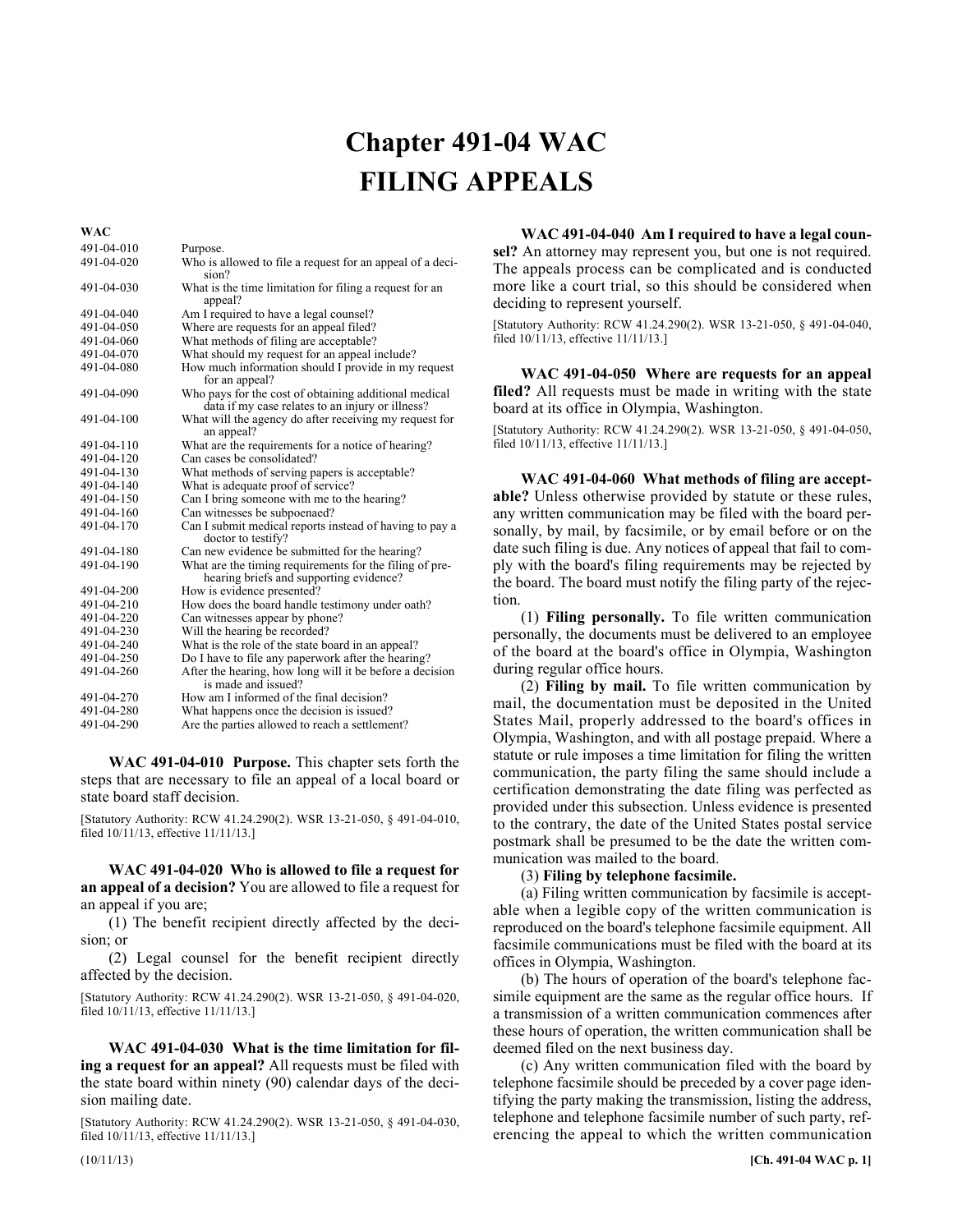# Chapter 491-04 WAC
# FILING APPEALS

| WAC | |
|---|---|
| 491-04-010 | Purpose. |
| 491-04-020 | Who is allowed to file a request for an appeal of a decision? |
| 491-04-030 | What is the time limitation for filing a request for an appeal? |
| 491-04-040 | Am I required to have a legal counsel? |
| 491-04-050 | Where are requests for an appeal filed? |
| 491-04-060 | What methods of filing are acceptable? |
| 491-04-070 | What should my request for an appeal include? |
| 491-04-080 | How much information should I provide in my request for an appeal? |
| 491-04-090 | Who pays for the cost of obtaining additional medical data if my case relates to an injury or illness? |
| 491-04-100 | What will the agency do after receiving my request for an appeal? |
| 491-04-110 | What are the requirements for a notice of hearing? |
| 491-04-120 | Can cases be consolidated? |
| 491-04-130 | What methods of serving papers is acceptable? |
| 491-04-140 | What is adequate proof of service? |
| 491-04-150 | Can I bring someone with me to the hearing? |
| 491-04-160 | Can witnesses be subpoenaed? |
| 491-04-170 | Can I submit medical reports instead of having to pay a doctor to testify? |
| 491-04-180 | Can new evidence be submitted for the hearing? |
| 491-04-190 | What are the timing requirements for the filing of pre-hearing briefs and supporting evidence? |
| 491-04-200 | How is evidence presented? |
| 491-04-210 | How does the board handle testimony under oath? |
| 491-04-220 | Can witnesses appear by phone? |
| 491-04-230 | Will the hearing be recorded? |
| 491-04-240 | What is the role of the state board in an appeal? |
| 491-04-250 | Do I have to file any paperwork after the hearing? |
| 491-04-260 | After the hearing, how long will it be before a decision is made and issued? |
| 491-04-270 | How am I informed of the final decision? |
| 491-04-280 | What happens once the decision is issued? |
| 491-04-290 | Are the parties allowed to reach a settlement? |

**WAC 491-04-010 Purpose.** This chapter sets forth the steps that are necessary to file an appeal of a local board or state board staff decision.

[Statutory Authority: RCW 41.24.290(2). WSR 13-21-050, § 491-04-010, filed 10/11/13, effective 11/11/13.]

**WAC 491-04-020 Who is allowed to file a request for an appeal of a decision?** You are allowed to file a request for an appeal if you are;

(1) The benefit recipient directly affected by the decision; or

(2) Legal counsel for the benefit recipient directly affected by the decision.

[Statutory Authority: RCW 41.24.290(2). WSR 13-21-050, § 491-04-020, filed 10/11/13, effective 11/11/13.]

**WAC 491-04-030 What is the time limitation for filing a request for an appeal?** All requests must be filed with the state board within ninety (90) calendar days of the decision mailing date.

[Statutory Authority: RCW 41.24.290(2). WSR 13-21-050, § 491-04-030, filed 10/11/13, effective 11/11/13.]

**WAC 491-04-040 Am I required to have a legal counsel?** An attorney may represent you, but one is not required. The appeals process can be complicated and is conducted more like a court trial, so this should be considered when deciding to represent yourself.

[Statutory Authority: RCW 41.24.290(2). WSR 13-21-050, § 491-04-040, filed 10/11/13, effective 11/11/13.]

**WAC 491-04-050 Where are requests for an appeal filed?** All requests must be made in writing with the state board at its office in Olympia, Washington.

[Statutory Authority: RCW 41.24.290(2). WSR 13-21-050, § 491-04-050, filed 10/11/13, effective 11/11/13.]

**WAC 491-04-060 What methods of filing are acceptable?** Unless otherwise provided by statute or these rules, any written communication may be filed with the board personally, by mail, by facsimile, or by email before or on the date such filing is due. Any notices of appeal that fail to comply with the board's filing requirements may be rejected by the board. The board must notify the filing party of the rejection.

(1) **Filing personally.** To file written communication personally, the documents must be delivered to an employee of the board at the board's office in Olympia, Washington during regular office hours.

(2) **Filing by mail.** To file written communication by mail, the documentation must be deposited in the United States Mail, properly addressed to the board's offices in Olympia, Washington, and with all postage prepaid. Where a statute or rule imposes a time limitation for filing the written communication, the party filing the same should include a certification demonstrating the date filing was perfected as provided under this subsection. Unless evidence is presented to the contrary, the date of the United States postal service postmark shall be presumed to be the date the written communication was mailed to the board.

(3) **Filing by telephone facsimile.**

(a) Filing written communication by facsimile is acceptable when a legible copy of the written communication is reproduced on the board's telephone facsimile equipment. All facsimile communications must be filed with the board at its offices in Olympia, Washington.

(b) The hours of operation of the board's telephone facsimile equipment are the same as the regular office hours. If a transmission of a written communication commences after these hours of operation, the written communication shall be deemed filed on the next business day.

(c) Any written communication filed with the board by telephone facsimile should be preceded by a cover page identifying the party making the transmission, listing the address, telephone and telephone facsimile number of such party, referencing the appeal to which the written communication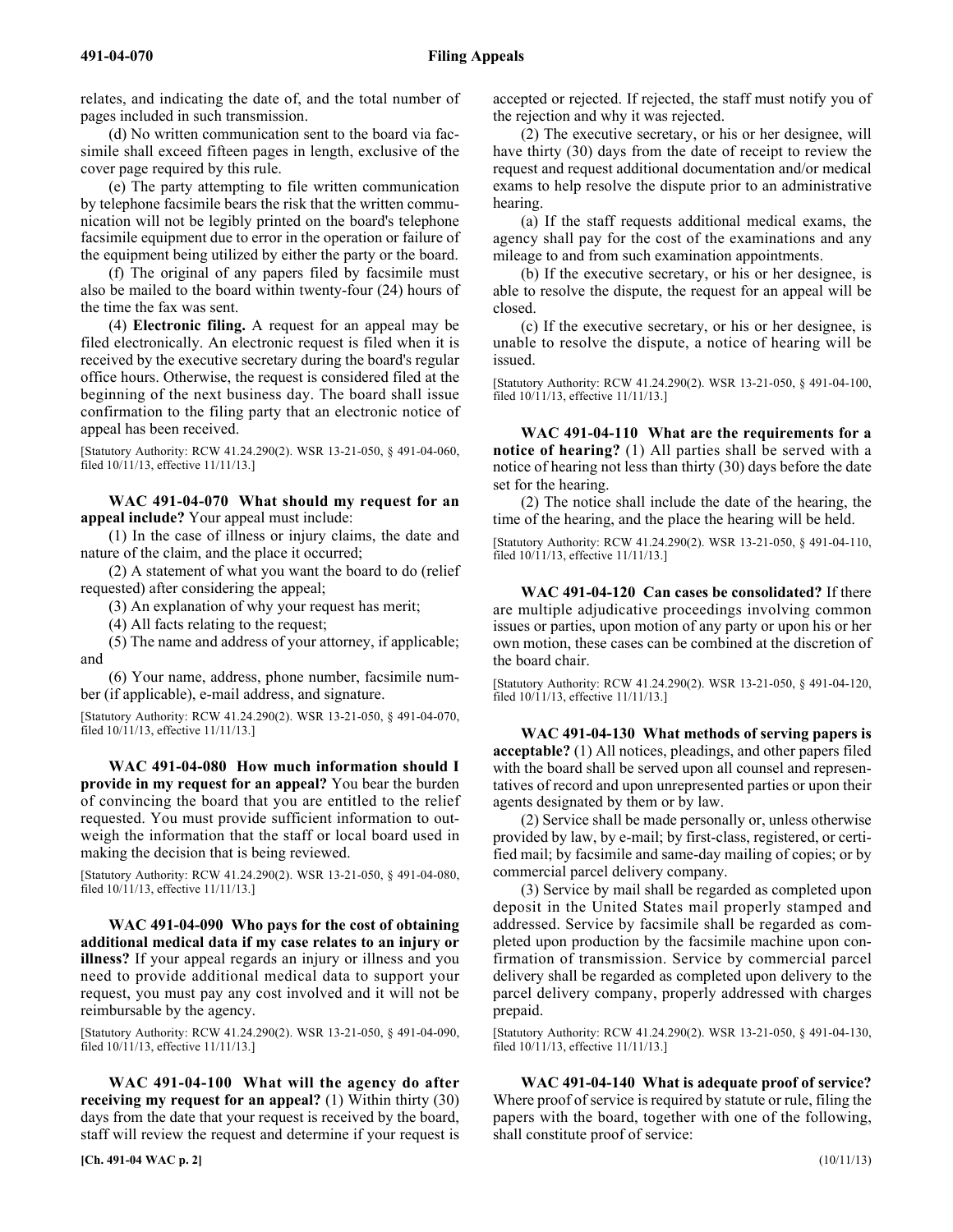relates, and indicating the date of, and the total number of pages included in such transmission.

(d) No written communication sent to the board via facsimile shall exceed fifteen pages in length, exclusive of the cover page required by this rule.

(e) The party attempting to file written communication by telephone facsimile bears the risk that the written communication will not be legibly printed on the board's telephone facsimile equipment due to error in the operation or failure of the equipment being utilized by either the party or the board.

(f) The original of any papers filed by facsimile must also be mailed to the board within twenty-four (24) hours of the time the fax was sent.

(4) **Electronic filing.** A request for an appeal may be filed electronically. An electronic request is filed when it is received by the executive secretary during the board's regular office hours. Otherwise, the request is considered filed at the beginning of the next business day. The board shall issue confirmation to the filing party that an electronic notice of appeal has been received.

[Statutory Authority: RCW 41.24.290(2). WSR 13-21-050, § 491-04-060, filed 10/11/13, effective 11/11/13.]

**WAC 491-04-070 What should my request for an appeal include?** Your appeal must include:

(1) In the case of illness or injury claims, the date and nature of the claim, and the place it occurred;

(2) A statement of what you want the board to do (relief requested) after considering the appeal;

(3) An explanation of why your request has merit;

(4) All facts relating to the request;

(5) The name and address of your attorney, if applicable; and

(6) Your name, address, phone number, facsimile number (if applicable), e-mail address, and signature.

[Statutory Authority: RCW 41.24.290(2). WSR 13-21-050, § 491-04-070, filed 10/11/13, effective 11/11/13.]

**WAC 491-04-080 How much information should I provide in my request for an appeal?** You bear the burden of convincing the board that you are entitled to the relief requested. You must provide sufficient information to outweigh the information that the staff or local board used in making the decision that is being reviewed.

[Statutory Authority: RCW 41.24.290(2). WSR 13-21-050, § 491-04-080, filed 10/11/13, effective 11/11/13.]

**WAC 491-04-090 Who pays for the cost of obtaining additional medical data if my case relates to an injury or illness?** If your appeal regards an injury or illness and you need to provide additional medical data to support your request, you must pay any cost involved and it will not be reimbursable by the agency.

[Statutory Authority: RCW 41.24.290(2). WSR 13-21-050, § 491-04-090, filed 10/11/13, effective 11/11/13.]

**WAC 491-04-100 What will the agency do after receiving my request for an appeal?** (1) Within thirty (30) days from the date that your request is received by the board, staff will review the request and determine if your request is accepted or rejected. If rejected, the staff must notify you of the rejection and why it was rejected.

(2) The executive secretary, or his or her designee, will have thirty (30) days from the date of receipt to review the request and request additional documentation and/or medical exams to help resolve the dispute prior to an administrative hearing.

(a) If the staff requests additional medical exams, the agency shall pay for the cost of the examinations and any mileage to and from such examination appointments.

(b) If the executive secretary, or his or her designee, is able to resolve the dispute, the request for an appeal will be closed.

(c) If the executive secretary, or his or her designee, is unable to resolve the dispute, a notice of hearing will be issued.

[Statutory Authority: RCW 41.24.290(2). WSR 13-21-050, § 491-04-100, filed 10/11/13, effective 11/11/13.]

**WAC 491-04-110 What are the requirements for a notice of hearing?** (1) All parties shall be served with a notice of hearing not less than thirty (30) days before the date set for the hearing.

(2) The notice shall include the date of the hearing, the time of the hearing, and the place the hearing will be held.

[Statutory Authority: RCW 41.24.290(2). WSR 13-21-050, § 491-04-110, filed 10/11/13, effective 11/11/13.]

**WAC 491-04-120 Can cases be consolidated?** If there are multiple adjudicative proceedings involving common issues or parties, upon motion of any party or upon his or her own motion, these cases can be combined at the discretion of the board chair.

[Statutory Authority: RCW 41.24.290(2). WSR 13-21-050, § 491-04-120, filed 10/11/13, effective 11/11/13.]

**WAC 491-04-130 What methods of serving papers is acceptable?** (1) All notices, pleadings, and other papers filed with the board shall be served upon all counsel and representatives of record and upon unrepresented parties or upon their agents designated by them or by law.

(2) Service shall be made personally or, unless otherwise provided by law, by e-mail; by first-class, registered, or certified mail; by facsimile and same-day mailing of copies; or by commercial parcel delivery company.

(3) Service by mail shall be regarded as completed upon deposit in the United States mail properly stamped and addressed. Service by facsimile shall be regarded as completed upon production by the facsimile machine upon confirmation of transmission. Service by commercial parcel delivery shall be regarded as completed upon delivery to the parcel delivery company, properly addressed with charges prepaid.

[Statutory Authority: RCW 41.24.290(2). WSR 13-21-050, § 491-04-130, filed 10/11/13, effective 11/11/13.]

**WAC 491-04-140 What is adequate proof of service?** Where proof of service is required by statute or rule, filing the papers with the board, together with one of the following, shall constitute proof of service: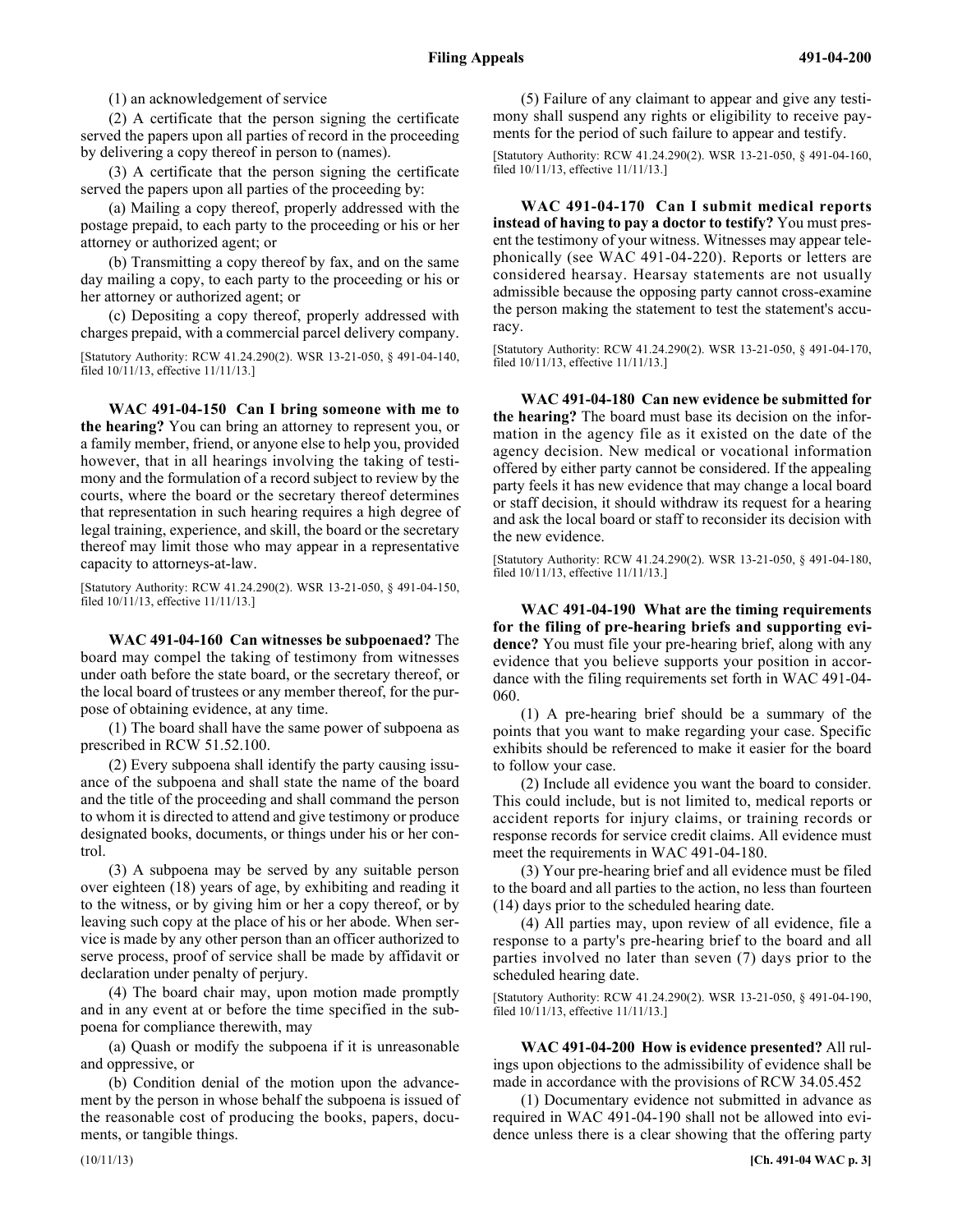(1) an acknowledgement of service

(2) A certificate that the person signing the certificate served the papers upon all parties of record in the proceeding by delivering a copy thereof in person to (names).

(3) A certificate that the person signing the certificate served the papers upon all parties of the proceeding by:

(a) Mailing a copy thereof, properly addressed with the postage prepaid, to each party to the proceeding or his or her attorney or authorized agent; or

(b) Transmitting a copy thereof by fax, and on the same day mailing a copy, to each party to the proceeding or his or her attorney or authorized agent; or

(c) Depositing a copy thereof, properly addressed with charges prepaid, with a commercial parcel delivery company.

[Statutory Authority: RCW 41.24.290(2). WSR 13-21-050, § 491-04-140, filed 10/11/13, effective 11/11/13.]

**WAC 491-04-150 Can I bring someone with me to the hearing?** You can bring an attorney to represent you, or a family member, friend, or anyone else to help you, provided however, that in all hearings involving the taking of testimony and the formulation of a record subject to review by the courts, where the board or the secretary thereof determines that representation in such hearing requires a high degree of legal training, experience, and skill, the board or the secretary thereof may limit those who may appear in a representative capacity to attorneys-at-law.

[Statutory Authority: RCW 41.24.290(2). WSR 13-21-050, § 491-04-150, filed 10/11/13, effective 11/11/13.]

**WAC 491-04-160 Can witnesses be subpoenaed?** The board may compel the taking of testimony from witnesses under oath before the state board, or the secretary thereof, or the local board of trustees or any member thereof, for the purpose of obtaining evidence, at any time.

(1) The board shall have the same power of subpoena as prescribed in RCW 51.52.100.

(2) Every subpoena shall identify the party causing issuance of the subpoena and shall state the name of the board and the title of the proceeding and shall command the person to whom it is directed to attend and give testimony or produce designated books, documents, or things under his or her control.

(3) A subpoena may be served by any suitable person over eighteen (18) years of age, by exhibiting and reading it to the witness, or by giving him or her a copy thereof, or by leaving such copy at the place of his or her abode. When service is made by any other person than an officer authorized to serve process, proof of service shall be made by affidavit or declaration under penalty of perjury.

(4) The board chair may, upon motion made promptly and in any event at or before the time specified in the subpoena for compliance therewith, may

(a) Quash or modify the subpoena if it is unreasonable and oppressive, or

(b) Condition denial of the motion upon the advancement by the person in whose behalf the subpoena is issued of the reasonable cost of producing the books, papers, documents, or tangible things.

(5) Failure of any claimant to appear and give any testimony shall suspend any rights or eligibility to receive payments for the period of such failure to appear and testify.

[Statutory Authority: RCW 41.24.290(2). WSR 13-21-050, § 491-04-160, filed 10/11/13, effective 11/11/13.]

**WAC 491-04-170 Can I submit medical reports instead of having to pay a doctor to testify?** You must present the testimony of your witness. Witnesses may appear telephonically (see WAC 491-04-220). Reports or letters are considered hearsay. Hearsay statements are not usually admissible because the opposing party cannot cross-examine the person making the statement to test the statement's accuracy.

[Statutory Authority: RCW 41.24.290(2). WSR 13-21-050, § 491-04-170, filed 10/11/13, effective 11/11/13.]

**WAC 491-04-180 Can new evidence be submitted for the hearing?** The board must base its decision on the information in the agency file as it existed on the date of the agency decision. New medical or vocational information offered by either party cannot be considered. If the appealing party feels it has new evidence that may change a local board or staff decision, it should withdraw its request for a hearing and ask the local board or staff to reconsider its decision with the new evidence.

[Statutory Authority: RCW 41.24.290(2). WSR 13-21-050, § 491-04-180, filed 10/11/13, effective 11/11/13.]

**WAC 491-04-190 What are the timing requirements for the filing of pre-hearing briefs and supporting evidence?** You must file your pre-hearing brief, along with any evidence that you believe supports your position in accordance with the filing requirements set forth in WAC 491-04-060.

(1) A pre-hearing brief should be a summary of the points that you want to make regarding your case. Specific exhibits should be referenced to make it easier for the board to follow your case.

(2) Include all evidence you want the board to consider. This could include, but is not limited to, medical reports or accident reports for injury claims, or training records or response records for service credit claims. All evidence must meet the requirements in WAC 491-04-180.

(3) Your pre-hearing brief and all evidence must be filed to the board and all parties to the action, no less than fourteen (14) days prior to the scheduled hearing date.

(4) All parties may, upon review of all evidence, file a response to a party's pre-hearing brief to the board and all parties involved no later than seven (7) days prior to the scheduled hearing date.

[Statutory Authority: RCW 41.24.290(2). WSR 13-21-050, § 491-04-190, filed 10/11/13, effective 11/11/13.]

**WAC 491-04-200 How is evidence presented?** All rulings upon objections to the admissibility of evidence shall be made in accordance with the provisions of RCW 34.05.452

(1) Documentary evidence not submitted in advance as required in WAC 491-04-190 shall not be allowed into evidence unless there is a clear showing that the offering party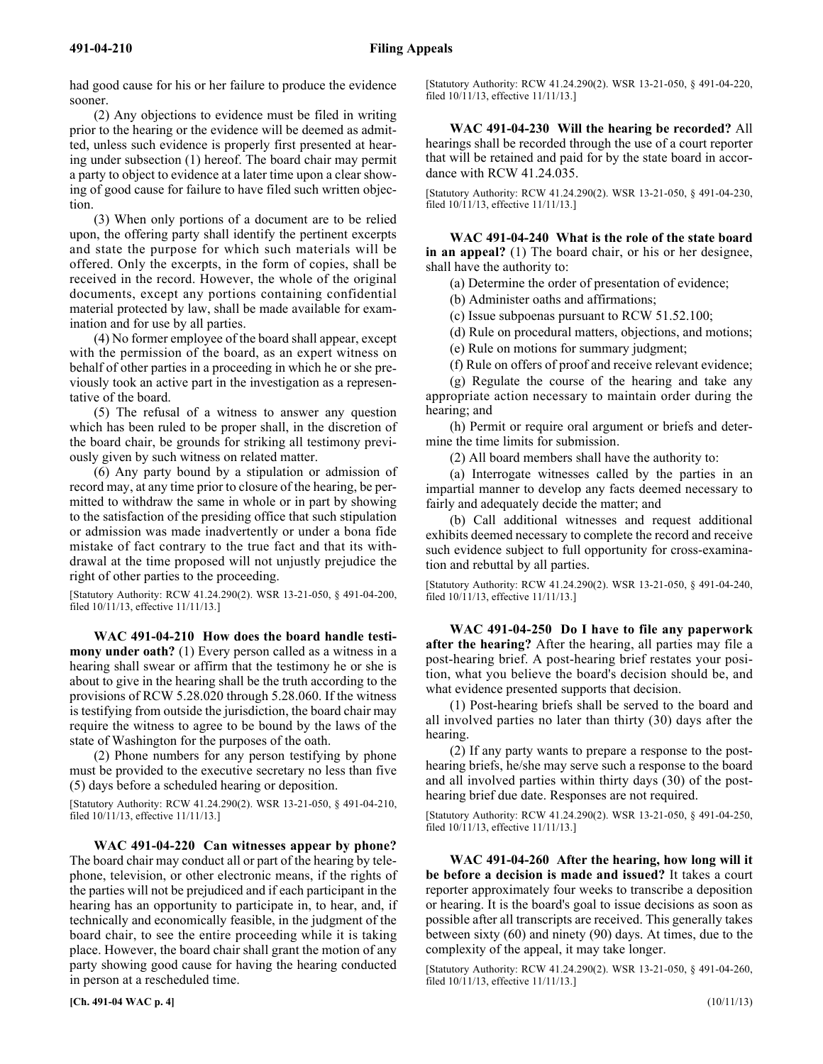had good cause for his or her failure to produce the evidence sooner.

(2) Any objections to evidence must be filed in writing prior to the hearing or the evidence will be deemed as admitted, unless such evidence is properly first presented at hearing under subsection (1) hereof. The board chair may permit a party to object to evidence at a later time upon a clear showing of good cause for failure to have filed such written objection.

(3) When only portions of a document are to be relied upon, the offering party shall identify the pertinent excerpts and state the purpose for which such materials will be offered. Only the excerpts, in the form of copies, shall be received in the record. However, the whole of the original documents, except any portions containing confidential material protected by law, shall be made available for examination and for use by all parties.

(4) No former employee of the board shall appear, except with the permission of the board, as an expert witness on behalf of other parties in a proceeding in which he or she previously took an active part in the investigation as a representative of the board.

(5) The refusal of a witness to answer any question which has been ruled to be proper shall, in the discretion of the board chair, be grounds for striking all testimony previously given by such witness on related matter.

(6) Any party bound by a stipulation or admission of record may, at any time prior to closure of the hearing, be permitted to withdraw the same in whole or in part by showing to the satisfaction of the presiding office that such stipulation or admission was made inadvertently or under a bona fide mistake of fact contrary to the true fact and that its withdrawal at the time proposed will not unjustly prejudice the right of other parties to the proceeding.

[Statutory Authority: RCW 41.24.290(2). WSR 13-21-050, § 491-04-200, filed 10/11/13, effective 11/11/13.]

**WAC 491-04-210 How does the board handle testimony under oath?** (1) Every person called as a witness in a hearing shall swear or affirm that the testimony he or she is about to give in the hearing shall be the truth according to the provisions of RCW 5.28.020 through 5.28.060. If the witness is testifying from outside the jurisdiction, the board chair may require the witness to agree to be bound by the laws of the state of Washington for the purposes of the oath.

(2) Phone numbers for any person testifying by phone must be provided to the executive secretary no less than five (5) days before a scheduled hearing or deposition.

[Statutory Authority: RCW 41.24.290(2). WSR 13-21-050, § 491-04-210, filed 10/11/13, effective 11/11/13.]

**WAC 491-04-220 Can witnesses appear by phone?** The board chair may conduct all or part of the hearing by telephone, television, or other electronic means, if the rights of the parties will not be prejudiced and if each participant in the hearing has an opportunity to participate in, to hear, and, if technically and economically feasible, in the judgment of the board chair, to see the entire proceeding while it is taking place. However, the board chair shall grant the motion of any party showing good cause for having the hearing conducted in person at a rescheduled time.

[Statutory Authority: RCW 41.24.290(2). WSR 13-21-050, § 491-04-220, filed 10/11/13, effective 11/11/13.]

**WAC 491-04-230 Will the hearing be recorded?** All hearings shall be recorded through the use of a court reporter that will be retained and paid for by the state board in accordance with RCW 41.24.035.

[Statutory Authority: RCW 41.24.290(2). WSR 13-21-050, § 491-04-230, filed 10/11/13, effective 11/11/13.]

**WAC 491-04-240 What is the role of the state board in an appeal?** (1) The board chair, or his or her designee, shall have the authority to:

(a) Determine the order of presentation of evidence;

(b) Administer oaths and affirmations;

(c) Issue subpoenas pursuant to RCW 51.52.100;

(d) Rule on procedural matters, objections, and motions;

(e) Rule on motions for summary judgment;

(f) Rule on offers of proof and receive relevant evidence;

(g) Regulate the course of the hearing and take any appropriate action necessary to maintain order during the hearing; and

(h) Permit or require oral argument or briefs and determine the time limits for submission.

(2) All board members shall have the authority to:

(a) Interrogate witnesses called by the parties in an impartial manner to develop any facts deemed necessary to fairly and adequately decide the matter; and

(b) Call additional witnesses and request additional exhibits deemed necessary to complete the record and receive such evidence subject to full opportunity for cross-examination and rebuttal by all parties.

[Statutory Authority: RCW 41.24.290(2). WSR 13-21-050, § 491-04-240, filed 10/11/13, effective 11/11/13.]

**WAC 491-04-250 Do I have to file any paperwork after the hearing?** After the hearing, all parties may file a post-hearing brief. A post-hearing brief restates your position, what you believe the board's decision should be, and what evidence presented supports that decision.

(1) Post-hearing briefs shall be served to the board and all involved parties no later than thirty (30) days after the hearing.

(2) If any party wants to prepare a response to the post-hearing briefs, he/she may serve such a response to the board and all involved parties within thirty days (30) of the post-hearing brief due date. Responses are not required.

[Statutory Authority: RCW 41.24.290(2). WSR 13-21-050, § 491-04-250, filed 10/11/13, effective 11/11/13.]

**WAC 491-04-260 After the hearing, how long will it be before a decision is made and issued?** It takes a court reporter approximately four weeks to transcribe a deposition or hearing. It is the board's goal to issue decisions as soon as possible after all transcripts are received. This generally takes between sixty (60) and ninety (90) days. At times, due to the complexity of the appeal, it may take longer.

[Statutory Authority: RCW 41.24.290(2). WSR 13-21-050, § 491-04-260, filed 10/11/13, effective 11/11/13.]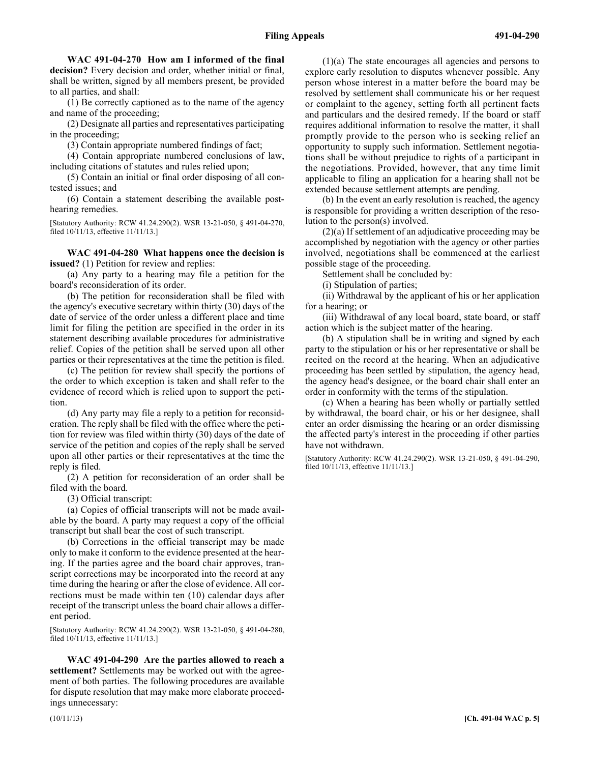**WAC 491-04-270 How am I informed of the final decision?** Every decision and order, whether initial or final, shall be written, signed by all members present, be provided to all parties, and shall:

(1) Be correctly captioned as to the name of the agency and name of the proceeding;

(2) Designate all parties and representatives participating in the proceeding;

(3) Contain appropriate numbered findings of fact;

(4) Contain appropriate numbered conclusions of law, including citations of statutes and rules relied upon;

(5) Contain an initial or final order disposing of all contested issues; and

(6) Contain a statement describing the available post-hearing remedies.

[Statutory Authority: RCW 41.24.290(2). WSR 13-21-050, § 491-04-270, filed 10/11/13, effective 11/11/13.]

**WAC 491-04-280 What happens once the decision is issued?** (1) Petition for review and replies:

(a) Any party to a hearing may file a petition for the board's reconsideration of its order.

(b) The petition for reconsideration shall be filed with the agency's executive secretary within thirty (30) days of the date of service of the order unless a different place and time limit for filing the petition are specified in the order in its statement describing available procedures for administrative relief. Copies of the petition shall be served upon all other parties or their representatives at the time the petition is filed.

(c) The petition for review shall specify the portions of the order to which exception is taken and shall refer to the evidence of record which is relied upon to support the petition.

(d) Any party may file a reply to a petition for reconsideration. The reply shall be filed with the office where the petition for review was filed within thirty (30) days of the date of service of the petition and copies of the reply shall be served upon all other parties or their representatives at the time the reply is filed.

(2) A petition for reconsideration of an order shall be filed with the board.

(3) Official transcript:

(a) Copies of official transcripts will not be made available by the board. A party may request a copy of the official transcript but shall bear the cost of such transcript.

(b) Corrections in the official transcript may be made only to make it conform to the evidence presented at the hearing. If the parties agree and the board chair approves, transcript corrections may be incorporated into the record at any time during the hearing or after the close of evidence. All corrections must be made within ten (10) calendar days after receipt of the transcript unless the board chair allows a different period.

[Statutory Authority: RCW 41.24.290(2). WSR 13-21-050, § 491-04-280, filed 10/11/13, effective 11/11/13.]

**WAC 491-04-290 Are the parties allowed to reach a settlement?** Settlements may be worked out with the agreement of both parties. The following procedures are available for dispute resolution that may make more elaborate proceedings unnecessary:

(1)(a) The state encourages all agencies and persons to explore early resolution to disputes whenever possible. Any person whose interest in a matter before the board may be resolved by settlement shall communicate his or her request or complaint to the agency, setting forth all pertinent facts and particulars and the desired remedy. If the board or staff requires additional information to resolve the matter, it shall promptly provide to the person who is seeking relief an opportunity to supply such information. Settlement negotiations shall be without prejudice to rights of a participant in the negotiations. Provided, however, that any time limit applicable to filing an application for a hearing shall not be extended because settlement attempts are pending.

(b) In the event an early resolution is reached, the agency is responsible for providing a written description of the resolution to the person(s) involved.

(2)(a) If settlement of an adjudicative proceeding may be accomplished by negotiation with the agency or other parties involved, negotiations shall be commenced at the earliest possible stage of the proceeding.

Settlement shall be concluded by:

(i) Stipulation of parties;

(ii) Withdrawal by the applicant of his or her application for a hearing; or

(iii) Withdrawal of any local board, state board, or staff action which is the subject matter of the hearing.

(b) A stipulation shall be in writing and signed by each party to the stipulation or his or her representative or shall be recited on the record at the hearing. When an adjudicative proceeding has been settled by stipulation, the agency head, the agency head's designee, or the board chair shall enter an order in conformity with the terms of the stipulation.

(c) When a hearing has been wholly or partially settled by withdrawal, the board chair, or his or her designee, shall enter an order dismissing the hearing or an order dismissing the affected party's interest in the proceeding if other parties have not withdrawn.

[Statutory Authority: RCW 41.24.290(2). WSR 13-21-050, § 491-04-290, filed 10/11/13, effective 11/11/13.]